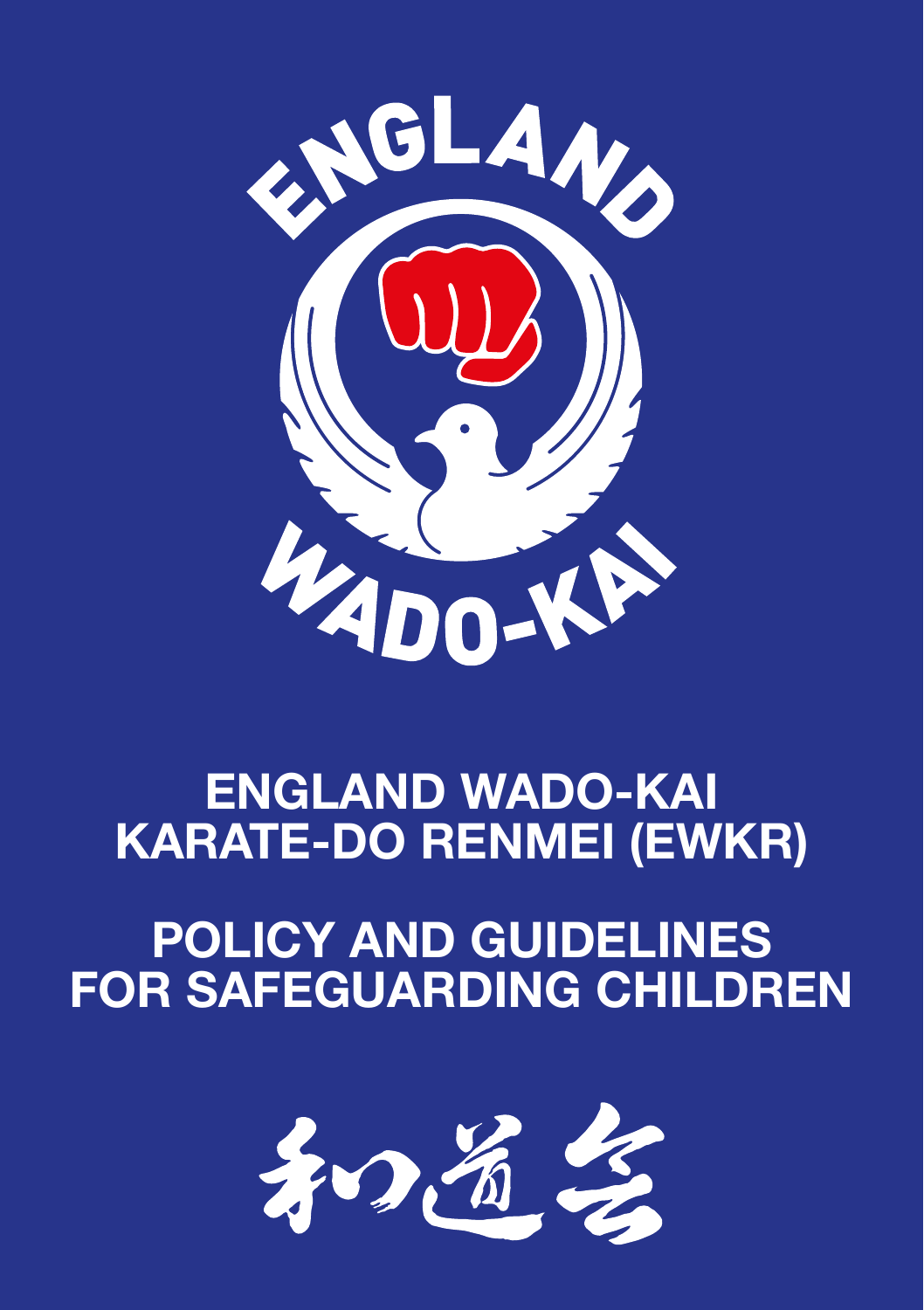ENGLAND WADO-KAI

# ENGLAND WADO-KAI KARATE-DO RENMEI (EWKR)

# POLICY AND GUIDELINES FOR SAFEGUARDING CHILDREN

和道会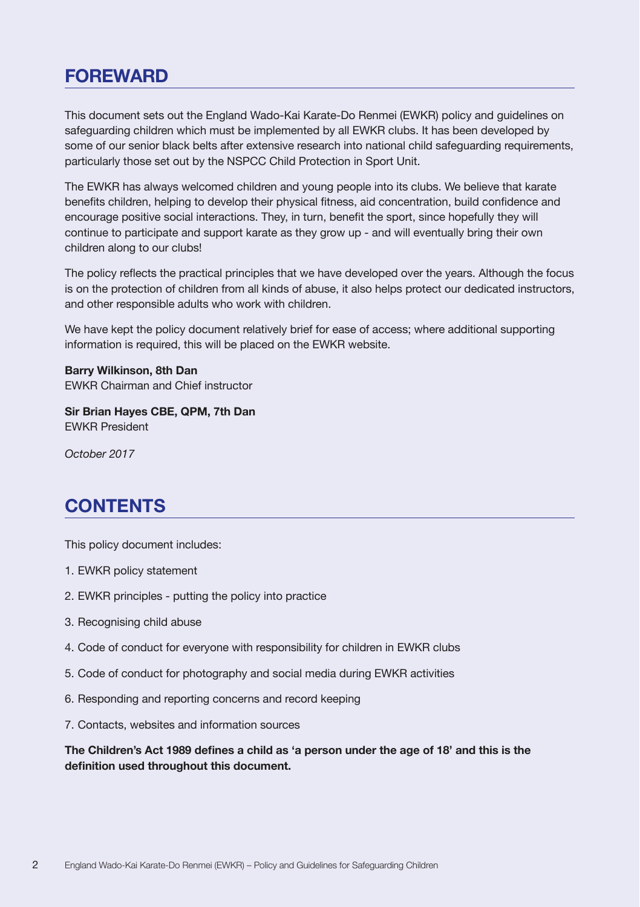## FOREWARD

This document sets out the England Wado-Kai Karate-Do Renmei (EWKR) policy and guidelines on safeguarding children which must be implemented by all EWKR clubs. It has been developed by some of our senior black belts after extensive research into national child safeguarding requirements, particularly those set out by the NSPCC Child Protection in Sport Unit.

The EWKR has always welcomed children and young people into its clubs. We believe that karate benefits children, helping to develop their physical fitness, aid concentration, build confidence and encourage positive social interactions. They, in turn, benefit the sport, since hopefully they will continue to participate and support karate as they grow up - and will eventually bring their own children along to our clubs!

The policy reflects the practical principles that we have developed over the years. Although the focus is on the protection of children from all kinds of abuse, it also helps protect our dedicated instructors, and other responsible adults who work with children.

We have kept the policy document relatively brief for ease of access; where additional supporting information is required, this will be placed on the EWKR website.

**Barry Wilkinson, 8th Dan**
EWKR Chairman and Chief instructor

**Sir Brian Hayes CBE, QPM, 7th Dan**
EWKR President

*October 2017*

## CONTENTS

This policy document includes:

1. EWKR policy statement
2. EWKR principles - putting the policy into practice
3. Recognising child abuse
4. Code of conduct for everyone with responsibility for children in EWKR clubs
5. Code of conduct for photography and social media during EWKR activities
6. Responding and reporting concerns and record keeping
7. Contacts, websites and information sources

**The Children's Act 1989 defines a child as 'a person under the age of 18' and this is the definition used throughout this document.**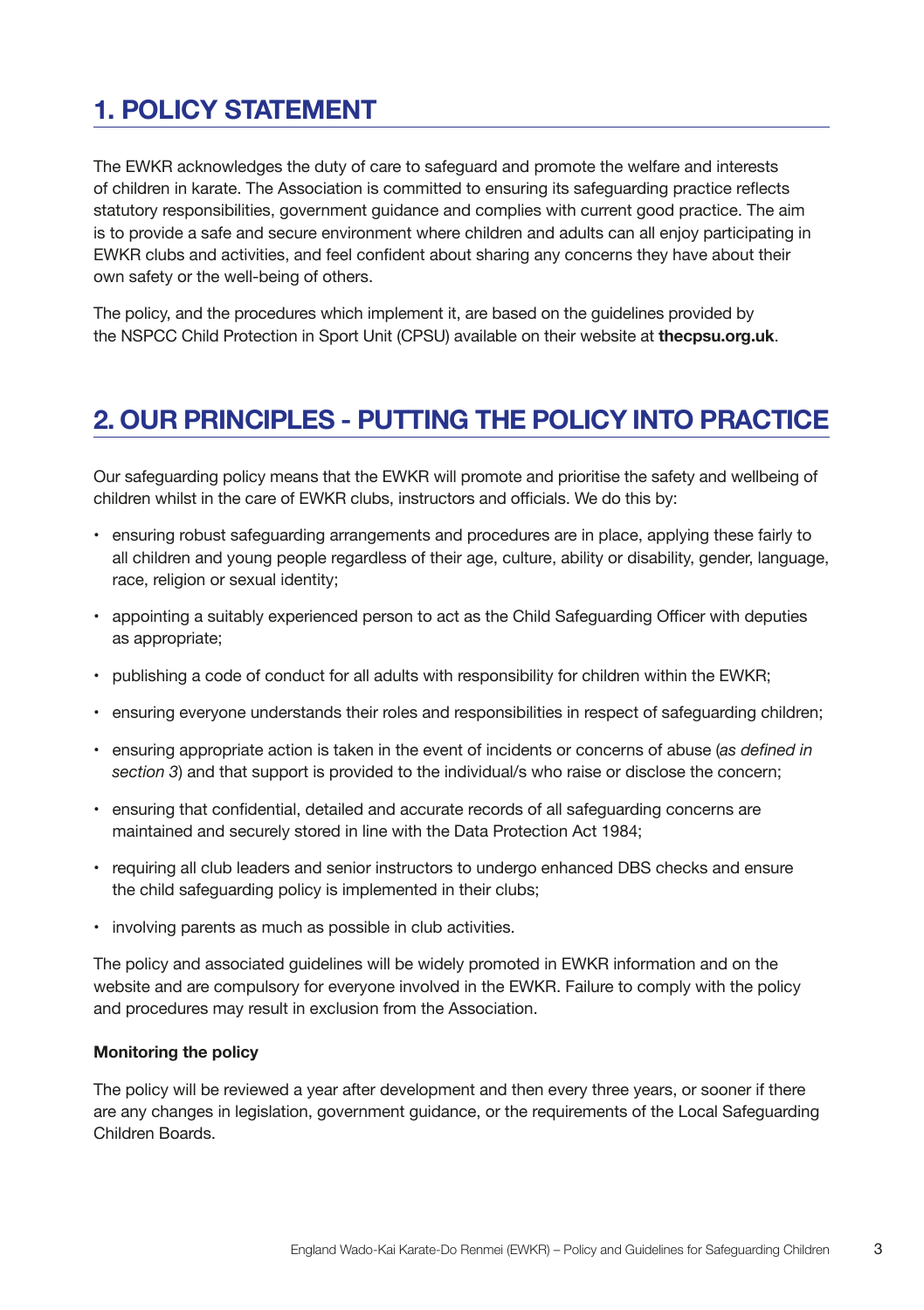## 1. POLICY STATEMENT

The EWKR acknowledges the duty of care to safeguard and promote the welfare and interests of children in karate. The Association is committed to ensuring its safeguarding practice reflects statutory responsibilities, government guidance and complies with current good practice. The aim is to provide a safe and secure environment where children and adults can all enjoy participating in EWKR clubs and activities, and feel confident about sharing any concerns they have about their own safety or the well-being of others.

The policy, and the procedures which implement it, are based on the guidelines provided by the NSPCC Child Protection in Sport Unit (CPSU) available on their website at **thecpsu.org.uk**.

## 2. OUR PRINCIPLES - PUTTING THE POLICY INTO PRACTICE

Our safeguarding policy means that the EWKR will promote and prioritise the safety and wellbeing of children whilst in the care of EWKR clubs, instructors and officials. We do this by:

- ensuring robust safeguarding arrangements and procedures are in place, applying these fairly to all children and young people regardless of their age, culture, ability or disability, gender, language, race, religion or sexual identity;
- appointing a suitably experienced person to act as the Child Safeguarding Officer with deputies as appropriate;
- publishing a code of conduct for all adults with responsibility for children within the EWKR;
- ensuring everyone understands their roles and responsibilities in respect of safeguarding children;
- ensuring appropriate action is taken in the event of incidents or concerns of abuse (*as defined in section 3*) and that support is provided to the individual/s who raise or disclose the concern;
- ensuring that confidential, detailed and accurate records of all safeguarding concerns are maintained and securely stored in line with the Data Protection Act 1984;
- requiring all club leaders and senior instructors to undergo enhanced DBS checks and ensure the child safeguarding policy is implemented in their clubs;
- involving parents as much as possible in club activities.

The policy and associated guidelines will be widely promoted in EWKR information and on the website and are compulsory for everyone involved in the EWKR. Failure to comply with the policy and procedures may result in exclusion from the Association.

**Monitoring the policy**

The policy will be reviewed a year after development and then every three years, or sooner if there are any changes in legislation, government guidance, or the requirements of the Local Safeguarding Children Boards.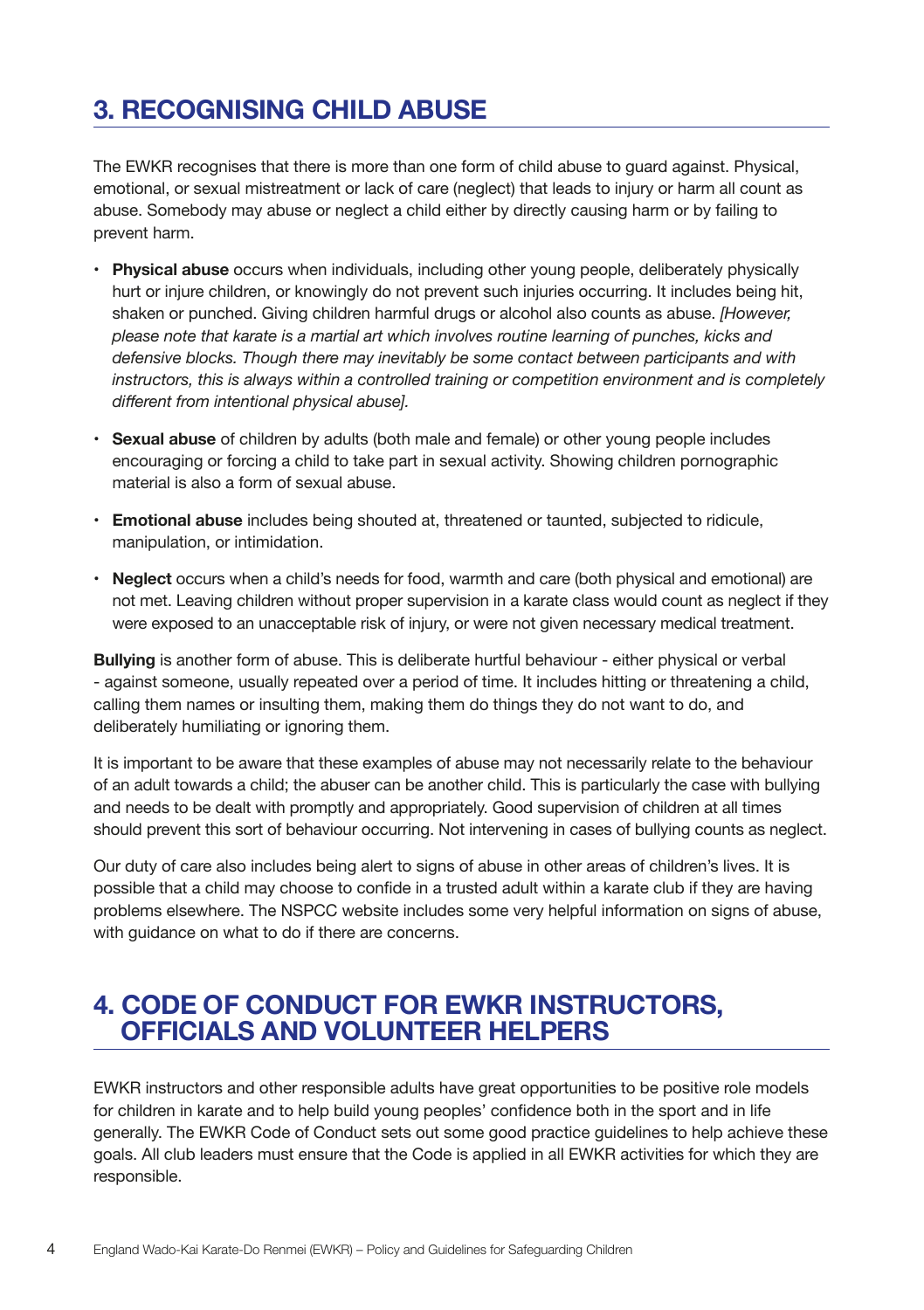## 3. RECOGNISING CHILD ABUSE

The EWKR recognises that there is more than one form of child abuse to guard against. Physical, emotional, or sexual mistreatment or lack of care (neglect) that leads to injury or harm all count as abuse. Somebody may abuse or neglect a child either by directly causing harm or by failing to prevent harm.

- **Physical abuse** occurs when individuals, including other young people, deliberately physically hurt or injure children, or knowingly do not prevent such injuries occurring. It includes being hit, shaken or punched. Giving children harmful drugs or alcohol also counts as abuse. *[However, please note that karate is a martial art which involves routine learning of punches, kicks and defensive blocks. Though there may inevitably be some contact between participants and with instructors, this is always within a controlled training or competition environment and is completely different from intentional physical abuse].*
- **Sexual abuse** of children by adults (both male and female) or other young people includes encouraging or forcing a child to take part in sexual activity. Showing children pornographic material is also a form of sexual abuse.
- **Emotional abuse** includes being shouted at, threatened or taunted, subjected to ridicule, manipulation, or intimidation.
- **Neglect** occurs when a child's needs for food, warmth and care (both physical and emotional) are not met. Leaving children without proper supervision in a karate class would count as neglect if they were exposed to an unacceptable risk of injury, or were not given necessary medical treatment.

**Bullying** is another form of abuse. This is deliberate hurtful behaviour - either physical or verbal - against someone, usually repeated over a period of time. It includes hitting or threatening a child, calling them names or insulting them, making them do things they do not want to do, and deliberately humiliating or ignoring them.

It is important to be aware that these examples of abuse may not necessarily relate to the behaviour of an adult towards a child; the abuser can be another child. This is particularly the case with bullying and needs to be dealt with promptly and appropriately. Good supervision of children at all times should prevent this sort of behaviour occurring. Not intervening in cases of bullying counts as neglect.

Our duty of care also includes being alert to signs of abuse in other areas of children's lives. It is possible that a child may choose to confide in a trusted adult within a karate club if they are having problems elsewhere. The NSPCC website includes some very helpful information on signs of abuse, with guidance on what to do if there are concerns.

## 4. CODE OF CONDUCT FOR EWKR INSTRUCTORS, OFFICIALS AND VOLUNTEER HELPERS

EWKR instructors and other responsible adults have great opportunities to be positive role models for children in karate and to help build young peoples' confidence both in the sport and in life generally. The EWKR Code of Conduct sets out some good practice guidelines to help achieve these goals. All club leaders must ensure that the Code is applied in all EWKR activities for which they are responsible.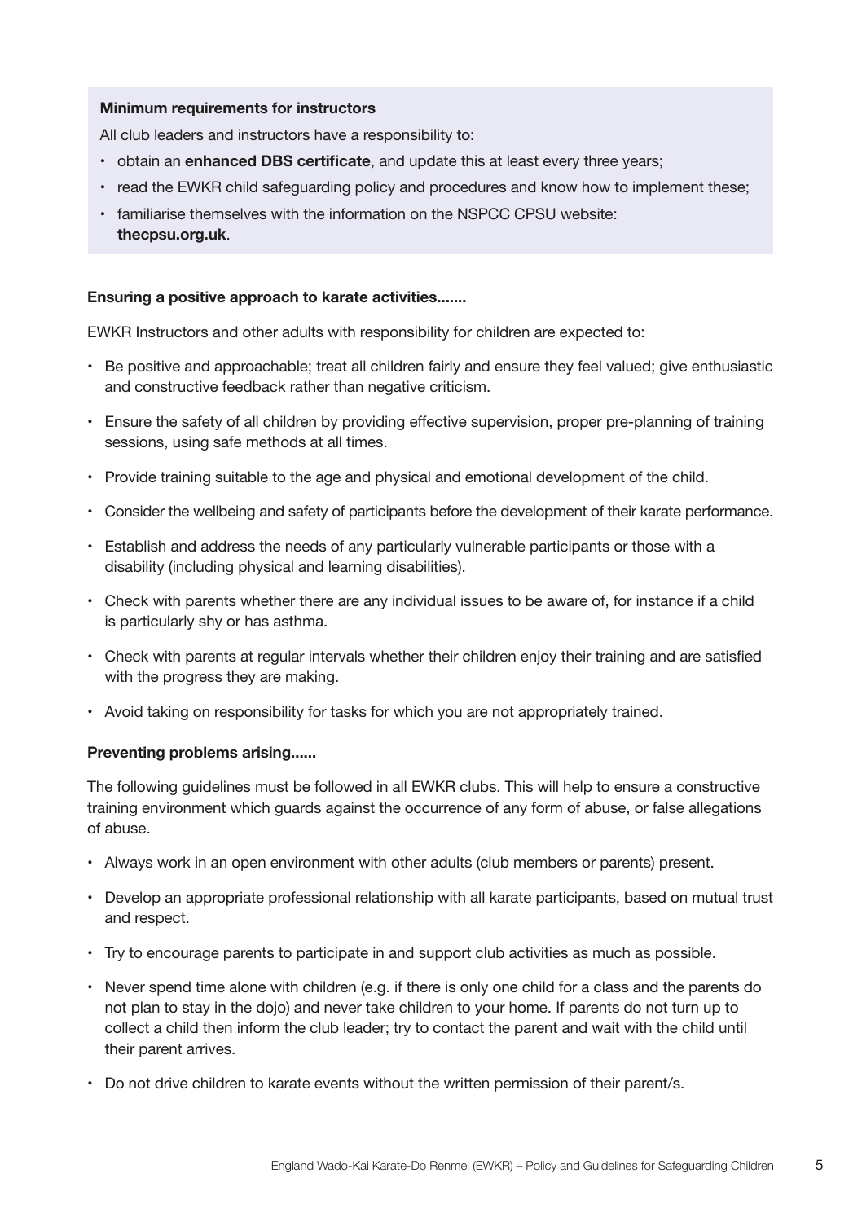**Minimum requirements for instructors**

All club leaders and instructors have a responsibility to:

- obtain an **enhanced DBS certificate**, and update this at least every three years;
- read the EWKR child safeguarding policy and procedures and know how to implement these;
- familiarise themselves with the information on the NSPCC CPSU website: **thecpsu.org.uk**.

**Ensuring a positive approach to karate activities.......**

EWKR Instructors and other adults with responsibility for children are expected to:

- Be positive and approachable; treat all children fairly and ensure they feel valued; give enthusiastic and constructive feedback rather than negative criticism.
- Ensure the safety of all children by providing effective supervision, proper pre-planning of training sessions, using safe methods at all times.
- Provide training suitable to the age and physical and emotional development of the child.
- Consider the wellbeing and safety of participants before the development of their karate performance.
- Establish and address the needs of any particularly vulnerable participants or those with a disability (including physical and learning disabilities).
- Check with parents whether there are any individual issues to be aware of, for instance if a child is particularly shy or has asthma.
- Check with parents at regular intervals whether their children enjoy their training and are satisfied with the progress they are making.
- Avoid taking on responsibility for tasks for which you are not appropriately trained.

**Preventing problems arising......**

The following guidelines must be followed in all EWKR clubs. This will help to ensure a constructive training environment which guards against the occurrence of any form of abuse, or false allegations of abuse.

- Always work in an open environment with other adults (club members or parents) present.
- Develop an appropriate professional relationship with all karate participants, based on mutual trust and respect.
- Try to encourage parents to participate in and support club activities as much as possible.
- Never spend time alone with children (e.g. if there is only one child for a class and the parents do not plan to stay in the dojo) and never take children to your home. If parents do not turn up to collect a child then inform the club leader; try to contact the parent and wait with the child until their parent arrives.
- Do not drive children to karate events without the written permission of their parent/s.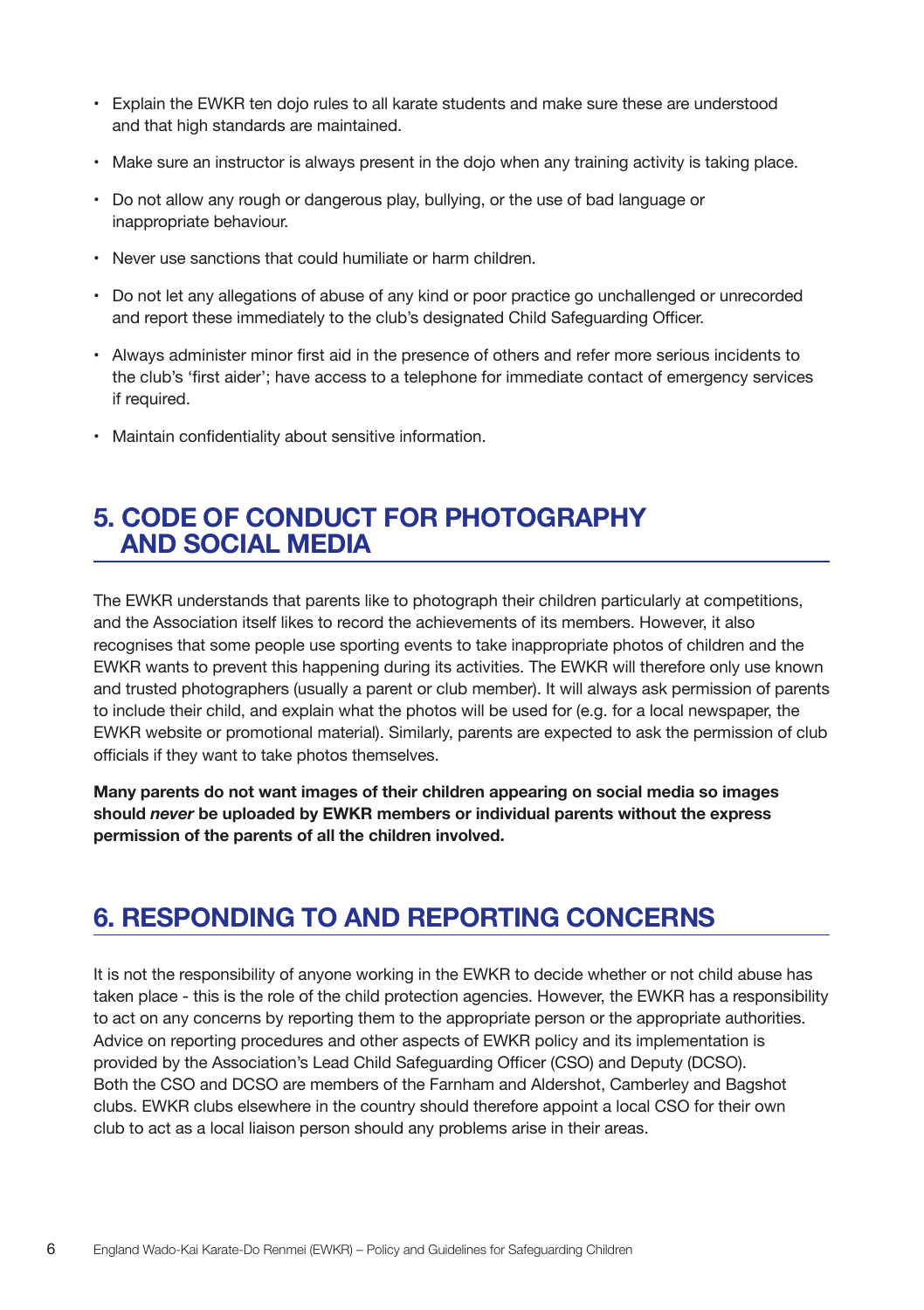- Explain the EWKR ten dojo rules to all karate students and make sure these are understood and that high standards are maintained.
- Make sure an instructor is always present in the dojo when any training activity is taking place.
- Do not allow any rough or dangerous play, bullying, or the use of bad language or inappropriate behaviour.
- Never use sanctions that could humiliate or harm children.
- Do not let any allegations of abuse of any kind or poor practice go unchallenged or unrecorded and report these immediately to the club's designated Child Safeguarding Officer.
- Always administer minor first aid in the presence of others and refer more serious incidents to the club's 'first aider'; have access to a telephone for immediate contact of emergency services if required.
- Maintain confidentiality about sensitive information.

## 5. CODE OF CONDUCT FOR PHOTOGRAPHY AND SOCIAL MEDIA

The EWKR understands that parents like to photograph their children particularly at competitions, and the Association itself likes to record the achievements of its members. However, it also recognises that some people use sporting events to take inappropriate photos of children and the EWKR wants to prevent this happening during its activities. The EWKR will therefore only use known and trusted photographers (usually a parent or club member). It will always ask permission of parents to include their child, and explain what the photos will be used for (e.g. for a local newspaper, the EWKR website or promotional material). Similarly, parents are expected to ask the permission of club officials if they want to take photos themselves.

**Many parents do not want images of their children appearing on social media so images should *never* be uploaded by EWKR members or individual parents without the express permission of the parents of all the children involved.**

## 6. RESPONDING TO AND REPORTING CONCERNS

It is not the responsibility of anyone working in the EWKR to decide whether or not child abuse has taken place - this is the role of the child protection agencies. However, the EWKR has a responsibility to act on any concerns by reporting them to the appropriate person or the appropriate authorities. Advice on reporting procedures and other aspects of EWKR policy and its implementation is provided by the Association's Lead Child Safeguarding Officer (CSO) and Deputy (DCSO). Both the CSO and DCSO are members of the Farnham and Aldershot, Camberley and Bagshot clubs. EWKR clubs elsewhere in the country should therefore appoint a local CSO for their own club to act as a local liaison person should any problems arise in their areas.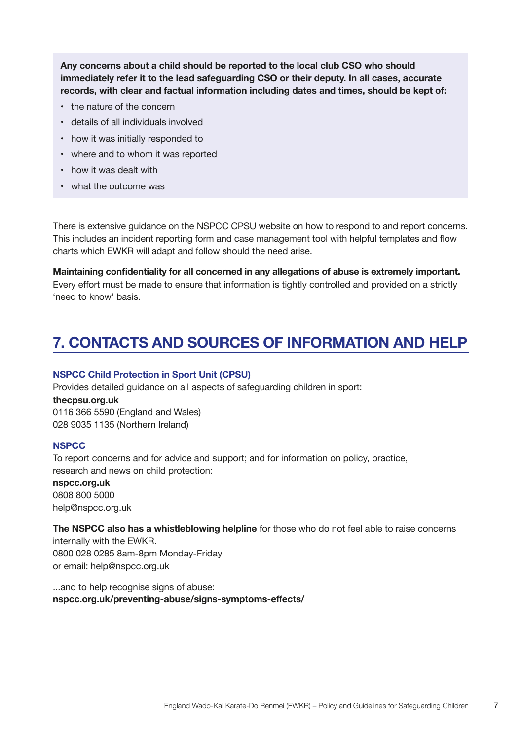**Any concerns about a child should be reported to the local club CSO who should immediately refer it to the lead safeguarding CSO or their deputy. In all cases, accurate records, with clear and factual information including dates and times, should be kept of:**

- the nature of the concern
- details of all individuals involved
- how it was initially responded to
- where and to whom it was reported
- how it was dealt with
- what the outcome was

There is extensive guidance on the NSPCC CPSU website on how to respond to and report concerns. This includes an incident reporting form and case management tool with helpful templates and flow charts which EWKR will adapt and follow should the need arise.

**Maintaining confidentiality for all concerned in any allegations of abuse is extremely important.** Every effort must be made to ensure that information is tightly controlled and provided on a strictly 'need to know' basis.

## 7. CONTACTS AND SOURCES OF INFORMATION AND HELP

### NSPCC Child Protection in Sport Unit (CPSU)

Provides detailed guidance on all aspects of safeguarding children in sport:
**thecpsu.org.uk**
0116 366 5590 (England and Wales)
028 9035 1135 (Northern Ireland)

### NSPCC

To report concerns and for advice and support; and for information on policy, practice, research and news on child protection:
**nspcc.org.uk**
0808 800 5000
help@nspcc.org.uk

**The NSPCC also has a whistleblowing helpline** for those who do not feel able to raise concerns internally with the EWKR.
0800 028 0285 8am-8pm Monday-Friday
or email: help@nspcc.org.uk

...and to help recognise signs of abuse:
**nspcc.org.uk/preventing-abuse/signs-symptoms-effects/**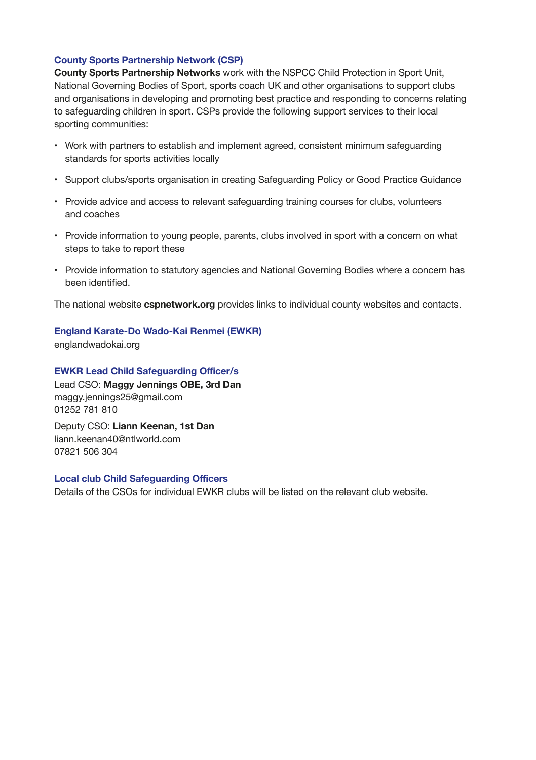### County Sports Partnership Network (CSP)

**County Sports Partnership Networks** work with the NSPCC Child Protection in Sport Unit, National Governing Bodies of Sport, sports coach UK and other organisations to support clubs and organisations in developing and promoting best practice and responding to concerns relating to safeguarding children in sport. CSPs provide the following support services to their local sporting communities:

- Work with partners to establish and implement agreed, consistent minimum safeguarding standards for sports activities locally
- Support clubs/sports organisation in creating Safeguarding Policy or Good Practice Guidance
- Provide advice and access to relevant safeguarding training courses for clubs, volunteers and coaches
- Provide information to young people, parents, clubs involved in sport with a concern on what steps to take to report these
- Provide information to statutory agencies and National Governing Bodies where a concern has been identified.

The national website **cspnetwork.org** provides links to individual county websites and contacts.

### England Karate-Do Wado-Kai Renmei (EWKR)

englandwadokai.org

### EWKR Lead Child Safeguarding Officer/s

Lead CSO: **Maggy Jennings OBE, 3rd Dan**
maggy.jennings25@gmail.com
01252 781 810

Deputy CSO: **Liann Keenan, 1st Dan**
liann.keenan40@ntlworld.com
07821 506 304

### Local club Child Safeguarding Officers

Details of the CSOs for individual EWKR clubs will be listed on the relevant club website.